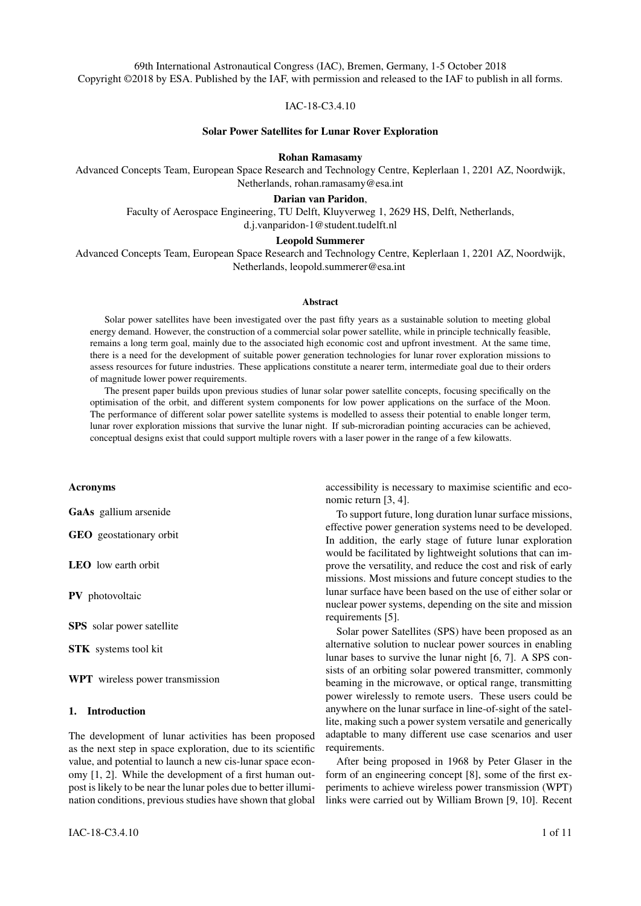69th International Astronautical Congress (IAC), Bremen, Germany, 1-5 October 2018
Copyright ©2018 by ESA. Published by the IAF, with permission and released to the IAF to publish in all forms.

IAC-18-C3.4.10

# Solar Power Satellites for Lunar Rover Exploration

**Rohan Ramasamy**
Advanced Concepts Team, European Space Research and Technology Centre, Keplerlaan 1, 2201 AZ, Noordwijk, Netherlands, rohan.ramasamy@esa.int

**Darian van Paridon**,
Faculty of Aerospace Engineering, TU Delft, Kluyverweg 1, 2629 HS, Delft, Netherlands, d.j.vanparidon-1@student.tudelft.nl

**Leopold Summerer**
Advanced Concepts Team, European Space Research and Technology Centre, Keplerlaan 1, 2201 AZ, Noordwijk, Netherlands, leopold.summerer@esa.int

### Abstract

Solar power satellites have been investigated over the past fifty years as a sustainable solution to meeting global energy demand. However, the construction of a commercial solar power satellite, while in principle technically feasible, remains a long term goal, mainly due to the associated high economic cost and upfront investment. At the same time, there is a need for the development of suitable power generation technologies for lunar rover exploration missions to assess resources for future industries. These applications constitute a nearer term, intermediate goal due to their orders of magnitude lower power requirements.

The present paper builds upon previous studies of lunar solar power satellite concepts, focusing specifically on the optimisation of the orbit, and different system components for low power applications on the surface of the Moon. The performance of different solar power satellite systems is modelled to assess their potential to enable longer term, lunar rover exploration missions that survive the lunar night. If sub-microradian pointing accuracies can be achieved, conceptual designs exist that could support multiple rovers with a laser power in the range of a few kilowatts.

### Acronyms

**GaAs** gallium arsenide

**GEO** geostationary orbit

**LEO** low earth orbit

**PV** photovoltaic

**SPS** solar power satellite

**STK** systems tool kit

**WPT** wireless power transmission

## 1. Introduction

The development of lunar activities has been proposed as the next step in space exploration, due to its scientific value, and potential to launch a new cis-lunar space economy [1, 2]. While the development of a first human outpost is likely to be near the lunar poles due to better illumination conditions, previous studies have shown that global accessibility is necessary to maximise scientific and economic return [3, 4].

To support future, long duration lunar surface missions, effective power generation systems need to be developed. In addition, the early stage of future lunar exploration would be facilitated by lightweight solutions that can improve the versatility, and reduce the cost and risk of early missions. Most missions and future concept studies to the lunar surface have been based on the use of either solar or nuclear power systems, depending on the site and mission requirements [5].

Solar Power Satellites (SPS) have been proposed as an alternative solution to nuclear power sources in enabling lunar bases to survive the lunar night [6, 7]. A SPS consists of an orbiting solar powered transmitter, commonly beaming in the microwave, or optical range, transmitting power wirelessly to remote users. These users could be anywhere on the lunar surface in line-of-sight of the satellite, making such a power system versatile and generically adaptable to many different use case scenarios and user requirements.

After being proposed in 1968 by Peter Glaser in the form of an engineering concept [8], some of the first experiments to achieve wireless power transmission (WPT) links were carried out by William Brown [9, 10]. Recent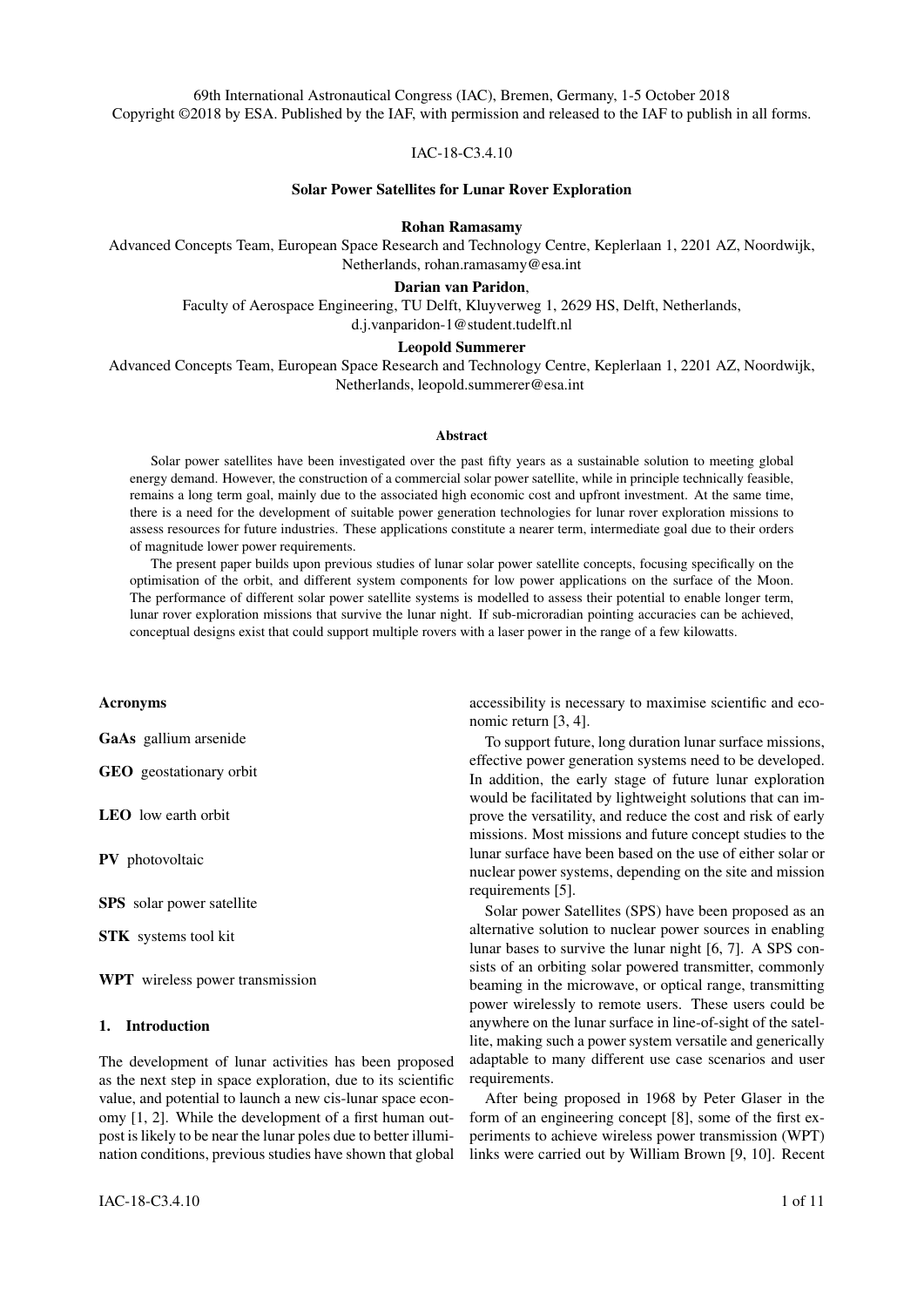69th International Astronautical Congress (IAC), Bremen, Germany, 1-5 October 2018
Copyright ©2018 by ESA. Published by the IAF, with permission and released to the IAF to publish in all forms.

IAC-18-C3.4.10

# Solar Power Satellites for Lunar Rover Exploration

**Rohan Ramasamy**
Advanced Concepts Team, European Space Research and Technology Centre, Keplerlaan 1, 2201 AZ, Noordwijk, Netherlands, rohan.ramasamy@esa.int

**Darian van Paridon**,
Faculty of Aerospace Engineering, TU Delft, Kluyverweg 1, 2629 HS, Delft, Netherlands, d.j.vanparidon-1@student.tudelft.nl

**Leopold Summerer**
Advanced Concepts Team, European Space Research and Technology Centre, Keplerlaan 1, 2201 AZ, Noordwijk, Netherlands, leopold.summerer@esa.int

### Abstract

Solar power satellites have been investigated over the past fifty years as a sustainable solution to meeting global energy demand. However, the construction of a commercial solar power satellite, while in principle technically feasible, remains a long term goal, mainly due to the associated high economic cost and upfront investment. At the same time, there is a need for the development of suitable power generation technologies for lunar rover exploration missions to assess resources for future industries. These applications constitute a nearer term, intermediate goal due to their orders of magnitude lower power requirements.

The present paper builds upon previous studies of lunar solar power satellite concepts, focusing specifically on the optimisation of the orbit, and different system components for low power applications on the surface of the Moon. The performance of different solar power satellite systems is modelled to assess their potential to enable longer term, lunar rover exploration missions that survive the lunar night. If sub-microradian pointing accuracies can be achieved, conceptual designs exist that could support multiple rovers with a laser power in the range of a few kilowatts.

### Acronyms

**GaAs** gallium arsenide

**GEO** geostationary orbit

**LEO** low earth orbit

**PV** photovoltaic

**SPS** solar power satellite

**STK** systems tool kit

**WPT** wireless power transmission

## 1. Introduction

The development of lunar activities has been proposed as the next step in space exploration, due to its scientific value, and potential to launch a new cis-lunar space economy [1, 2]. While the development of a first human outpost is likely to be near the lunar poles due to better illumination conditions, previous studies have shown that global accessibility is necessary to maximise scientific and economic return [3, 4].

To support future, long duration lunar surface missions, effective power generation systems need to be developed. In addition, the early stage of future lunar exploration would be facilitated by lightweight solutions that can improve the versatility, and reduce the cost and risk of early missions. Most missions and future concept studies to the lunar surface have been based on the use of either solar or nuclear power systems, depending on the site and mission requirements [5].

Solar Power Satellites (SPS) have been proposed as an alternative solution to nuclear power sources in enabling lunar bases to survive the lunar night [6, 7]. A SPS consists of an orbiting solar powered transmitter, commonly beaming in the microwave, or optical range, transmitting power wirelessly to remote users. These users could be anywhere on the lunar surface in line-of-sight of the satellite, making such a power system versatile and generically adaptable to many different use case scenarios and user requirements.

After being proposed in 1968 by Peter Glaser in the form of an engineering concept [8], some of the first experiments to achieve wireless power transmission (WPT) links were carried out by William Brown [9, 10]. Recent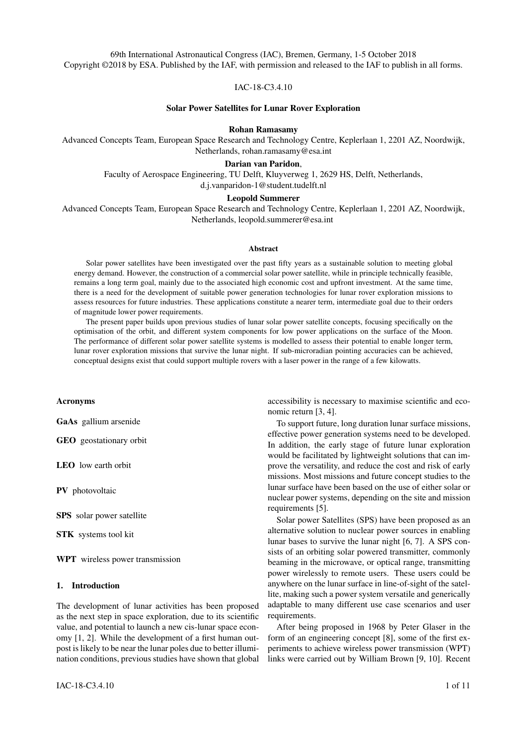69th International Astronautical Congress (IAC), Bremen, Germany, 1-5 October 2018
Copyright ©2018 by ESA. Published by the IAF, with permission and released to the IAF to publish in all forms.

IAC-18-C3.4.10

# Solar Power Satellites for Lunar Rover Exploration

**Rohan Ramasamy**

Advanced Concepts Team, European Space Research and Technology Centre, Keplerlaan 1, 2201 AZ, Noordwijk, Netherlands, rohan.ramasamy@esa.int

**Darian van Paridon**,

Faculty of Aerospace Engineering, TU Delft, Kluyverweg 1, 2629 HS, Delft, Netherlands, d.j.vanparidon-1@student.tudelft.nl

**Leopold Summerer**

Advanced Concepts Team, European Space Research and Technology Centre, Keplerlaan 1, 2201 AZ, Noordwijk, Netherlands, leopold.summerer@esa.int

#### Abstract

Solar power satellites have been investigated over the past fifty years as a sustainable solution to meeting global energy demand. However, the construction of a commercial solar power satellite, while in principle technically feasible, remains a long term goal, mainly due to the associated high economic cost and upfront investment. At the same time, there is a need for the development of suitable power generation technologies for lunar rover exploration missions to assess resources for future industries. These applications constitute a nearer term, intermediate goal due to their orders of magnitude lower power requirements.

The present paper builds upon previous studies of lunar solar power satellite concepts, focusing specifically on the optimisation of the orbit, and different system components for low power applications on the surface of the Moon. The performance of different solar power satellite systems is modelled to assess their potential to enable longer term, lunar rover exploration missions that survive the lunar night. If sub-microradian pointing accuracies can be achieved, conceptual designs exist that could support multiple rovers with a laser power in the range of a few kilowatts.

#### Acronyms

**GaAs** gallium arsenide

**GEO** geostationary orbit

**LEO** low earth orbit

**PV** photovoltaic

**SPS** solar power satellite

**STK** systems tool kit

**WPT** wireless power transmission

## 1. Introduction

The development of lunar activities has been proposed as the next step in space exploration, due to its scientific value, and potential to launch a new cis-lunar space economy [1, 2]. While the development of a first human outpost is likely to be near the lunar poles due to better illumination conditions, previous studies have shown that global accessibility is necessary to maximise scientific and economic return [3, 4].

To support future, long duration lunar surface missions, effective power generation systems need to be developed. In addition, the early stage of future lunar exploration would be facilitated by lightweight solutions that can improve the versatility, and reduce the cost and risk of early missions. Most missions and future concept studies to the lunar surface have been based on the use of either solar or nuclear power systems, depending on the site and mission requirements [5].

Solar Power Satellites (SPS) have been proposed as an alternative solution to nuclear power sources in enabling lunar bases to survive the lunar night [6, 7]. A SPS consists of an orbiting solar powered transmitter, commonly beaming in the microwave, or optical range, transmitting power wirelessly to remote users. These users could be anywhere on the lunar surface in line-of-sight of the satellite, making such a power system versatile and generically adaptable to many different use case scenarios and user requirements.

After being proposed in 1968 by Peter Glaser in the form of an engineering concept [8], some of the first experiments to achieve wireless power transmission (WPT) links were carried out by William Brown [9, 10]. Recent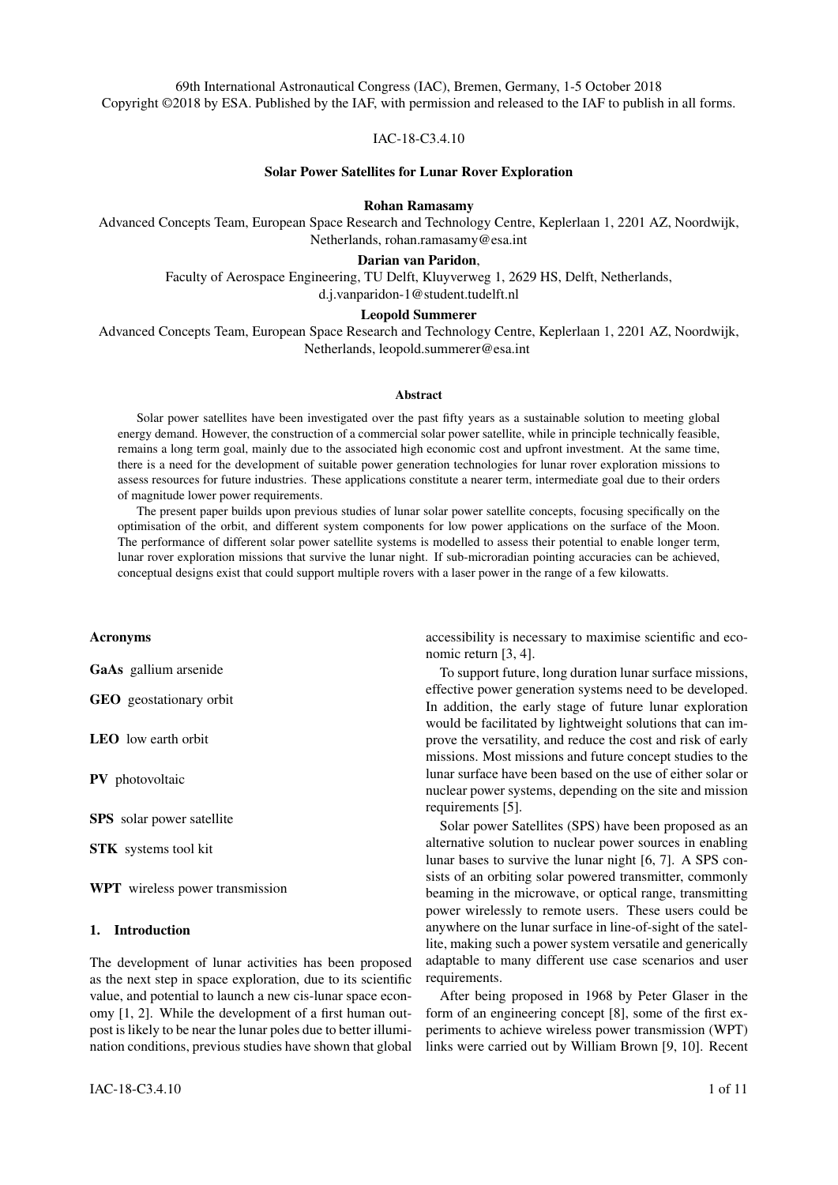69th International Astronautical Congress (IAC), Bremen, Germany, 1-5 October 2018
Copyright ©2018 by ESA. Published by the IAF, with permission and released to the IAF to publish in all forms.

IAC-18-C3.4.10

# Solar Power Satellites for Lunar Rover Exploration

**Rohan Ramasamy**
Advanced Concepts Team, European Space Research and Technology Centre, Keplerlaan 1, 2201 AZ, Noordwijk, Netherlands, rohan.ramasamy@esa.int

**Darian van Paridon**,
Faculty of Aerospace Engineering, TU Delft, Kluyverweg 1, 2629 HS, Delft, Netherlands, d.j.vanparidon-1@student.tudelft.nl

**Leopold Summerer**
Advanced Concepts Team, European Space Research and Technology Centre, Keplerlaan 1, 2201 AZ, Noordwijk, Netherlands, leopold.summerer@esa.int

## Abstract

Solar power satellites have been investigated over the past fifty years as a sustainable solution to meeting global energy demand. However, the construction of a commercial solar power satellite, while in principle technically feasible, remains a long term goal, mainly due to the associated high economic cost and upfront investment. At the same time, there is a need for the development of suitable power generation technologies for lunar rover exploration missions to assess resources for future industries. These applications constitute a nearer term, intermediate goal due to their orders of magnitude lower power requirements.

The present paper builds upon previous studies of lunar solar power satellite concepts, focusing specifically on the optimisation of the orbit, and different system components for low power applications on the surface of the Moon. The performance of different solar power satellite systems is modelled to assess their potential to enable longer term, lunar rover exploration missions that survive the lunar night. If sub-microradian pointing accuracies can be achieved, conceptual designs exist that could support multiple rovers with a laser power in the range of a few kilowatts.

### Acronyms

**GaAs** gallium arsenide

**GEO** geostationary orbit

**LEO** low earth orbit

**PV** photovoltaic

**SPS** solar power satellite

**STK** systems tool kit

**WPT** wireless power transmission

## 1. Introduction

The development of lunar activities has been proposed as the next step in space exploration, due to its scientific value, and potential to launch a new cis-lunar space economy [1, 2]. While the development of a first human outpost is likely to be near the lunar poles due to better illumination conditions, previous studies have shown that global accessibility is necessary to maximise scientific and economic return [3, 4].

To support future, long duration lunar surface missions, effective power generation systems need to be developed. In addition, the early stage of future lunar exploration would be facilitated by lightweight solutions that can improve the versatility, and reduce the cost and risk of early missions. Most missions and future concept studies to the lunar surface have been based on the use of either solar or nuclear power systems, depending on the site and mission requirements [5].

Solar Power Satellites (SPS) have been proposed as an alternative solution to nuclear power sources in enabling lunar bases to survive the lunar night [6, 7]. A SPS consists of an orbiting solar powered transmitter, commonly beaming in the microwave, or optical range, transmitting power wirelessly to remote users. These users could be anywhere on the lunar surface in line-of-sight of the satellite, making such a power system versatile and generically adaptable to many different use case scenarios and user requirements.

After being proposed in 1968 by Peter Glaser in the form of an engineering concept [8], some of the first experiments to achieve wireless power transmission (WPT) links were carried out by William Brown [9, 10]. Recent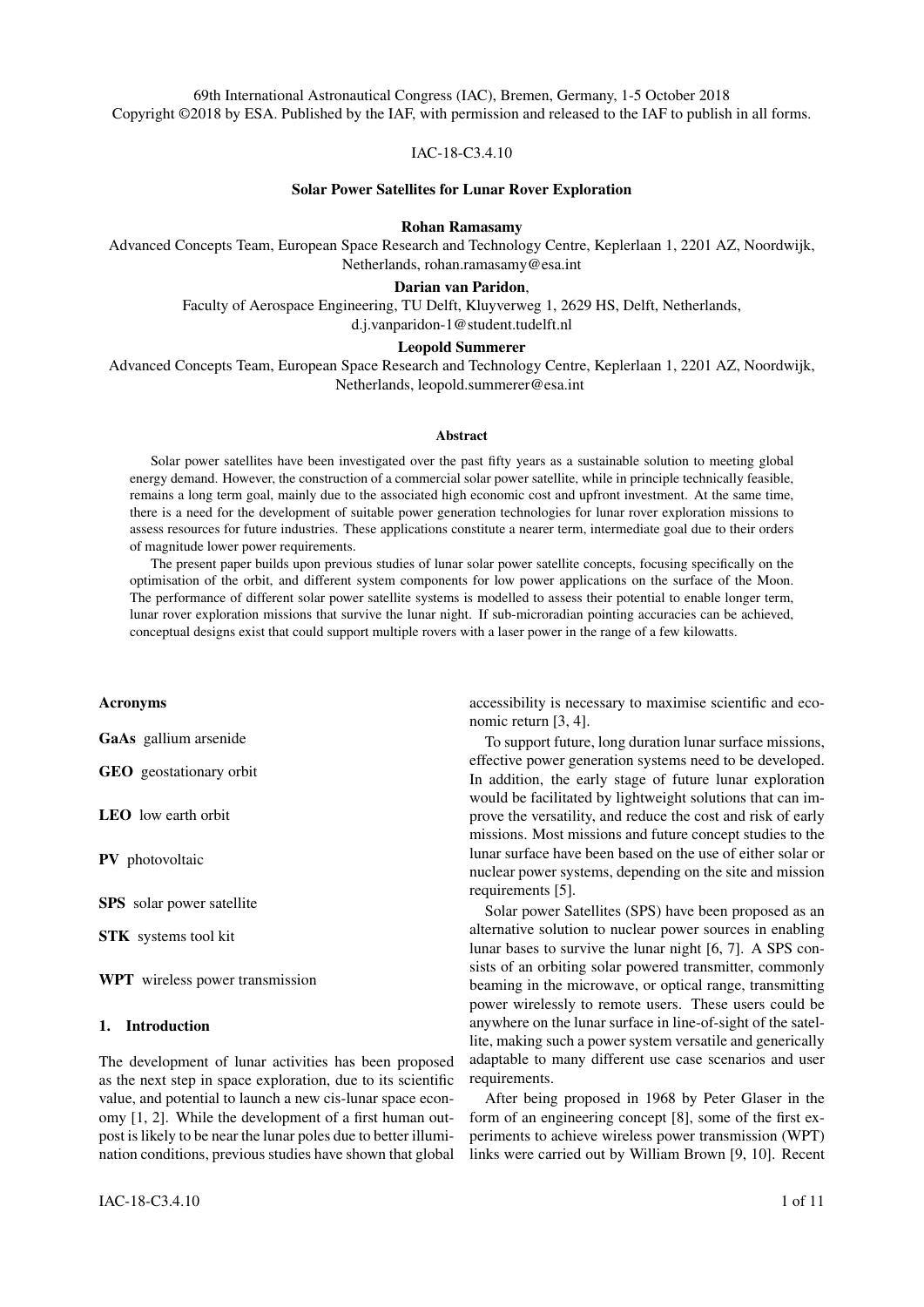69th International Astronautical Congress (IAC), Bremen, Germany, 1-5 October 2018
Copyright ©2018 by ESA. Published by the IAF, with permission and released to the IAF to publish in all forms.

IAC-18-C3.4.10

# Solar Power Satellites for Lunar Rover Exploration

**Rohan Ramasamy**
Advanced Concepts Team, European Space Research and Technology Centre, Keplerlaan 1, 2201 AZ, Noordwijk, Netherlands, rohan.ramasamy@esa.int

**Darian van Paridon**,
Faculty of Aerospace Engineering, TU Delft, Kluyverweg 1, 2629 HS, Delft, Netherlands, d.j.vanparidon-1@student.tudelft.nl

**Leopold Summerer**
Advanced Concepts Team, European Space Research and Technology Centre, Keplerlaan 1, 2201 AZ, Noordwijk, Netherlands, leopold.summerer@esa.int

## Abstract

Solar power satellites have been investigated over the past fifty years as a sustainable solution to meeting global energy demand. However, the construction of a commercial solar power satellite, while in principle technically feasible, remains a long term goal, mainly due to the associated high economic cost and upfront investment. At the same time, there is a need for the development of suitable power generation technologies for lunar rover exploration missions to assess resources for future industries. These applications constitute a nearer term, intermediate goal due to their orders of magnitude lower power requirements.

The present paper builds upon previous studies of lunar solar power satellite concepts, focusing specifically on the optimisation of the orbit, and different system components for low power applications on the surface of the Moon. The performance of different solar power satellite systems is modelled to assess their potential to enable longer term, lunar rover exploration missions that survive the lunar night. If sub-microradian pointing accuracies can be achieved, conceptual designs exist that could support multiple rovers with a laser power in the range of a few kilowatts.

### Acronyms

**GaAs** gallium arsenide

**GEO** geostationary orbit

**LEO** low earth orbit

**PV** photovoltaic

**SPS** solar power satellite

**STK** systems tool kit

**WPT** wireless power transmission

## 1. Introduction

The development of lunar activities has been proposed as the next step in space exploration, due to its scientific value, and potential to launch a new cis-lunar space economy [1, 2]. While the development of a first human outpost is likely to be near the lunar poles due to better illumination conditions, previous studies have shown that global accessibility is necessary to maximise scientific and economic return [3, 4].

To support future, long duration lunar surface missions, effective power generation systems need to be developed. In addition, the early stage of future lunar exploration would be facilitated by lightweight solutions that can improve the versatility, and reduce the cost and risk of early missions. Most missions and future concept studies to the lunar surface have been based on the use of either solar or nuclear power systems, depending on the site and mission requirements [5].

Solar Power Satellites (SPS) have been proposed as an alternative solution to nuclear power sources in enabling lunar bases to survive the lunar night [6, 7]. A SPS consists of an orbiting solar powered transmitter, commonly beaming in the microwave, or optical range, transmitting power wirelessly to remote users. These users could be anywhere on the lunar surface in line-of-sight of the satellite, making such a power system versatile and generically adaptable to many different use case scenarios and user requirements.

After being proposed in 1968 by Peter Glaser in the form of an engineering concept [8], some of the first experiments to achieve wireless power transmission (WPT) links were carried out by William Brown [9, 10]. Recent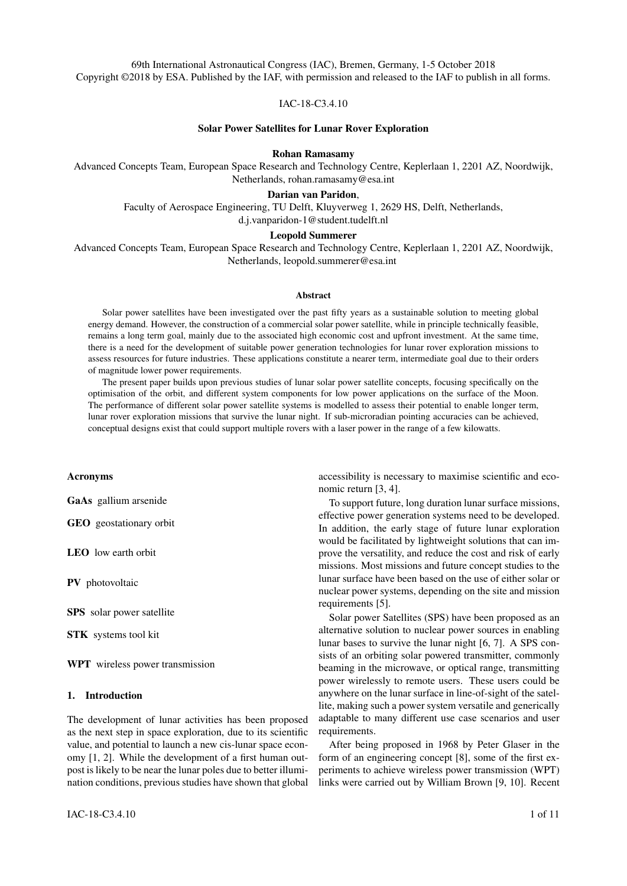69th International Astronautical Congress (IAC), Bremen, Germany, 1-5 October 2018
Copyright ©2018 by ESA. Published by the IAF, with permission and released to the IAF to publish in all forms.

IAC-18-C3.4.10

# Solar Power Satellites for Lunar Rover Exploration

**Rohan Ramasamy**

Advanced Concepts Team, European Space Research and Technology Centre, Keplerlaan 1, 2201 AZ, Noordwijk, Netherlands, rohan.ramasamy@esa.int

**Darian van Paridon**,

Faculty of Aerospace Engineering, TU Delft, Kluyverweg 1, 2629 HS, Delft, Netherlands, d.j.vanparidon-1@student.tudelft.nl

**Leopold Summerer**

Advanced Concepts Team, European Space Research and Technology Centre, Keplerlaan 1, 2201 AZ, Noordwijk, Netherlands, leopold.summerer@esa.int

## Abstract

Solar power satellites have been investigated over the past fifty years as a sustainable solution to meeting global energy demand. However, the construction of a commercial solar power satellite, while in principle technically feasible, remains a long term goal, mainly due to the associated high economic cost and upfront investment. At the same time, there is a need for the development of suitable power generation technologies for lunar rover exploration missions to assess resources for future industries. These applications constitute a nearer term, intermediate goal due to their orders of magnitude lower power requirements.

The present paper builds upon previous studies of lunar solar power satellite concepts, focusing specifically on the optimisation of the orbit, and different system components for low power applications on the surface of the Moon. The performance of different solar power satellite systems is modelled to assess their potential to enable longer term, lunar rover exploration missions that survive the lunar night. If sub-microradian pointing accuracies can be achieved, conceptual designs exist that could support multiple rovers with a laser power in the range of a few kilowatts.

### Acronyms

**GaAs** gallium arsenide

**GEO** geostationary orbit

**LEO** low earth orbit

**PV** photovoltaic

**SPS** solar power satellite

**STK** systems tool kit

**WPT** wireless power transmission

## 1. Introduction

The development of lunar activities has been proposed as the next step in space exploration, due to its scientific value, and potential to launch a new cis-lunar space economy [1, 2]. While the development of a first human outpost is likely to be near the lunar poles due to better illumination conditions, previous studies have shown that global accessibility is necessary to maximise scientific and economic return [3, 4].

To support future, long duration lunar surface missions, effective power generation systems need to be developed. In addition, the early stage of future lunar exploration would be facilitated by lightweight solutions that can improve the versatility, and reduce the cost and risk of early missions. Most missions and future concept studies to the lunar surface have been based on the use of either solar or nuclear power systems, depending on the site and mission requirements [5].

Solar Power Satellites (SPS) have been proposed as an alternative solution to nuclear power sources in enabling lunar bases to survive the lunar night [6, 7]. A SPS consists of an orbiting solar powered transmitter, commonly beaming in the microwave, or optical range, transmitting power wirelessly to remote users. These users could be anywhere on the lunar surface in line-of-sight of the satellite, making such a power system versatile and generically adaptable to many different use case scenarios and user requirements.

After being proposed in 1968 by Peter Glaser in the form of an engineering concept [8], some of the first experiments to achieve wireless power transmission (WPT) links were carried out by William Brown [9, 10]. Recent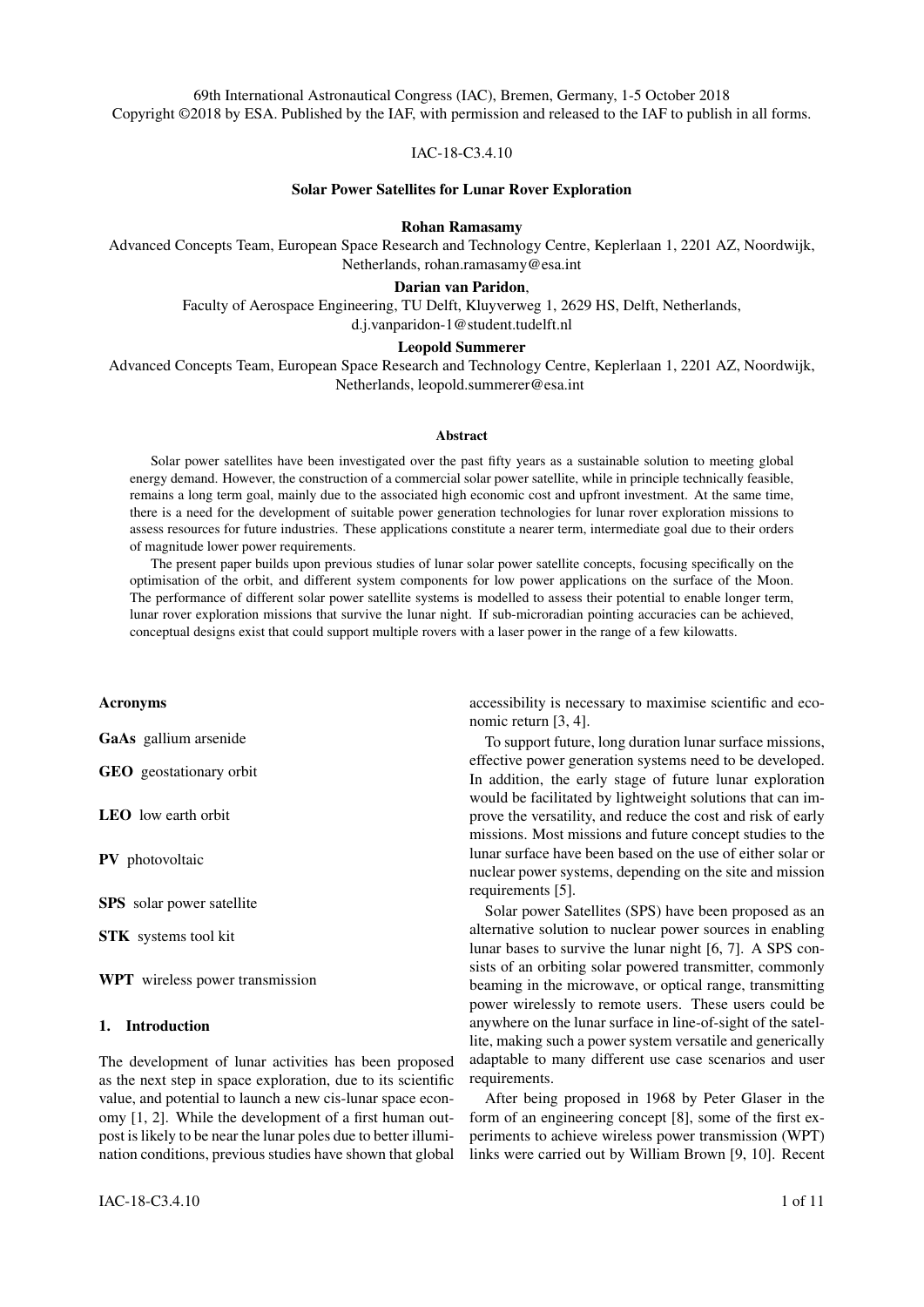IAC-18-C3.4.10

**Solar Power Satellites for Lunar Rover Exploration**

**Rohan Ramasamy**

Advanced Concepts Team, European Space Research and Technology Centre, Keplerlaan 1, 2201 AZ, Noordwijk, Netherlands, rohan.ramasamy@esa.int

**Darian van Paridon**,

Faculty of Aerospace Engineering, TU Delft, Kluyverweg 1, 2629 HS, Delft, Netherlands, d.j.vanparidon-1@student.tudelft.nl

**Leopold Summerer**

Advanced Concepts Team, European Space Research and Technology Centre, Keplerlaan 1, 2201 AZ, Noordwijk, Netherlands, leopold.summerer@esa.int

#### Abstract

Solar power satellites have been investigated over the past fifty years as a sustainable solution to meeting global energy demand. However, the construction of a commercial solar power satellite, while in principle technically feasible, remains a long term goal, mainly due to the associated high economic cost and upfront investment. At the same time, there is a need for the development of suitable power generation technologies for lunar rover exploration missions to assess resources for future industries. These applications constitute a nearer term, intermediate goal due to their orders of magnitude lower power requirements.

The present paper builds upon previous studies of lunar solar power satellite concepts, focusing specifically on the optimisation of the orbit, and different system components for low power applications on the surface of the Moon. The performance of different solar power satellite systems is modelled to assess their potential to enable longer term, lunar rover exploration missions that survive the lunar night. If sub-microradian pointing accuracies can be achieved, conceptual designs exist that could support multiple rovers with a laser power in the range of a few kilowatts.

#### Acronyms

**GaAs** gallium arsenide

**GEO** geostationary orbit

**LEO** low earth orbit

**PV** photovoltaic

**SPS** solar power satellite

**STK** systems tool kit

**WPT** wireless power transmission

## 1. Introduction

The development of lunar activities has been proposed as the next step in space exploration, due to its scientific value, and potential to launch a new cis-lunar space economy [1, 2]. While the development of a first human outpost is likely to be near the lunar poles due to better illumination conditions, previous studies have shown that global accessibility is necessary to maximise scientific and economic return [3, 4].

To support future, long duration lunar surface missions, effective power generation systems need to be developed. In addition, the early stage of future lunar exploration would be facilitated by lightweight solutions that can improve the versatility, and reduce the cost and risk of early missions. Most missions and future concept studies to the lunar surface have been based on the use of either solar or nuclear power systems, depending on the site and mission requirements [5].

Solar power Satellites (SPS) have been proposed as an alternative solution to nuclear power sources in enabling lunar bases to survive the lunar night [6, 7]. A SPS consists of an orbiting solar powered transmitter, commonly beaming in the microwave, or optical range, transmitting power wirelessly to remote users. These users could be anywhere on the lunar surface in line-of-sight of the satellite, making such a power system versatile and generically adaptable to many different use case scenarios and user requirements.

After being proposed in 1968 by Peter Glaser in the form of an engineering concept [8], some of the first experiments to achieve wireless power transmission (WPT) links were carried out by William Brown [9, 10]. Recent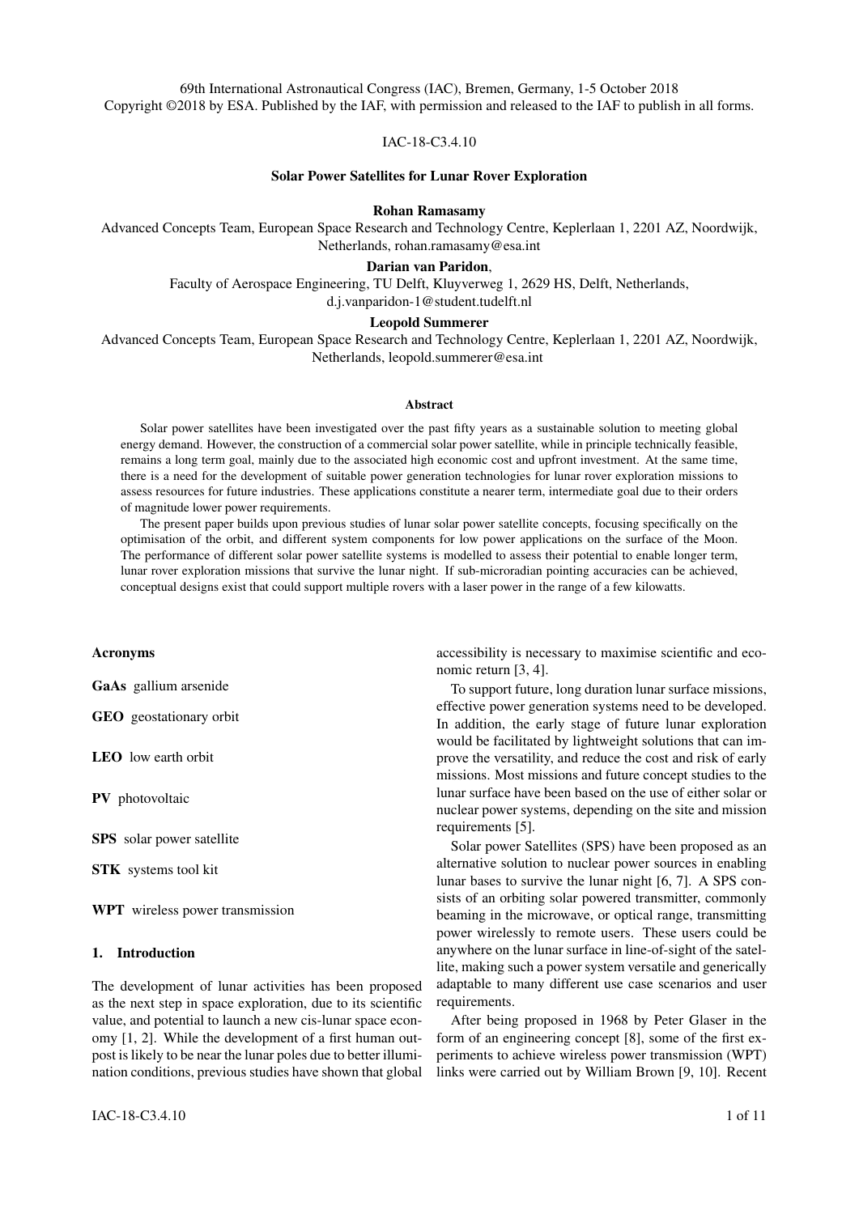69th International Astronautical Congress (IAC), Bremen, Germany, 1-5 October 2018
Copyright ©2018 by ESA. Published by the IAF, with permission and released to the IAF to publish in all forms.

IAC-18-C3.4.10

### Solar Power Satellites for Lunar Rover Exploration

**Rohan Ramasamy**

Advanced Concepts Team, European Space Research and Technology Centre, Keplerlaan 1, 2201 AZ, Noordwijk, Netherlands, rohan.ramasamy@esa.int

**Darian van Paridon**,

Faculty of Aerospace Engineering, TU Delft, Kluyverweg 1, 2629 HS, Delft, Netherlands, d.j.vanparidon-1@student.tudelft.nl

**Leopold Summerer**

Advanced Concepts Team, European Space Research and Technology Centre, Keplerlaan 1, 2201 AZ, Noordwijk, Netherlands, leopold.summerer@esa.int

#### Abstract

Solar power satellites have been investigated over the past fifty years as a sustainable solution to meeting global energy demand. However, the construction of a commercial solar power satellite, while in principle technically feasible, remains a long term goal, mainly due to the associated high economic cost and upfront investment. At the same time, there is a need for the development of suitable power generation technologies for lunar rover exploration missions to assess resources for future industries. These applications constitute a nearer term, intermediate goal due to their orders of magnitude lower power requirements.

The present paper builds upon previous studies of lunar solar power satellite concepts, focusing specifically on the optimisation of the orbit, and different system components for low power applications on the surface of the Moon. The performance of different solar power satellite systems is modelled to assess their potential to enable longer term, lunar rover exploration missions that survive the lunar night. If sub-microradian pointing accuracies can be achieved, conceptual designs exist that could support multiple rovers with a laser power in the range of a few kilowatts.

#### Acronyms

**GaAs** gallium arsenide

**GEO** geostationary orbit

**LEO** low earth orbit

**PV** photovoltaic

**SPS** solar power satellite

**STK** systems tool kit

**WPT** wireless power transmission

## 1. Introduction

The development of lunar activities has been proposed as the next step in space exploration, due to its scientific value, and potential to launch a new cis-lunar space economy [1, 2]. While the development of a first human outpost is likely to be near the lunar poles due to better illumination conditions, previous studies have shown that global accessibility is necessary to maximise scientific and economic return [3, 4].

To support future, long duration lunar surface missions, effective power generation systems need to be developed. In addition, the early stage of future lunar exploration would be facilitated by lightweight solutions that can improve the versatility, and reduce the cost and risk of early missions. Most missions and future concept studies to the lunar surface have been based on the use of either solar or nuclear power systems, depending on the site and mission requirements [5].

Solar power Satellites (SPS) have been proposed as an alternative solution to nuclear power sources in enabling lunar bases to survive the lunar night [6, 7]. A SPS consists of an orbiting solar powered transmitter, commonly beaming in the microwave, or optical range, transmitting power wirelessly to remote users. These users could be anywhere on the lunar surface in line-of-sight of the satellite, making such a power system versatile and generically adaptable to many different use case scenarios and user requirements.

After being proposed in 1968 by Peter Glaser in the form of an engineering concept [8], some of the first experiments to achieve wireless power transmission (WPT) links were carried out by William Brown [9, 10]. Recent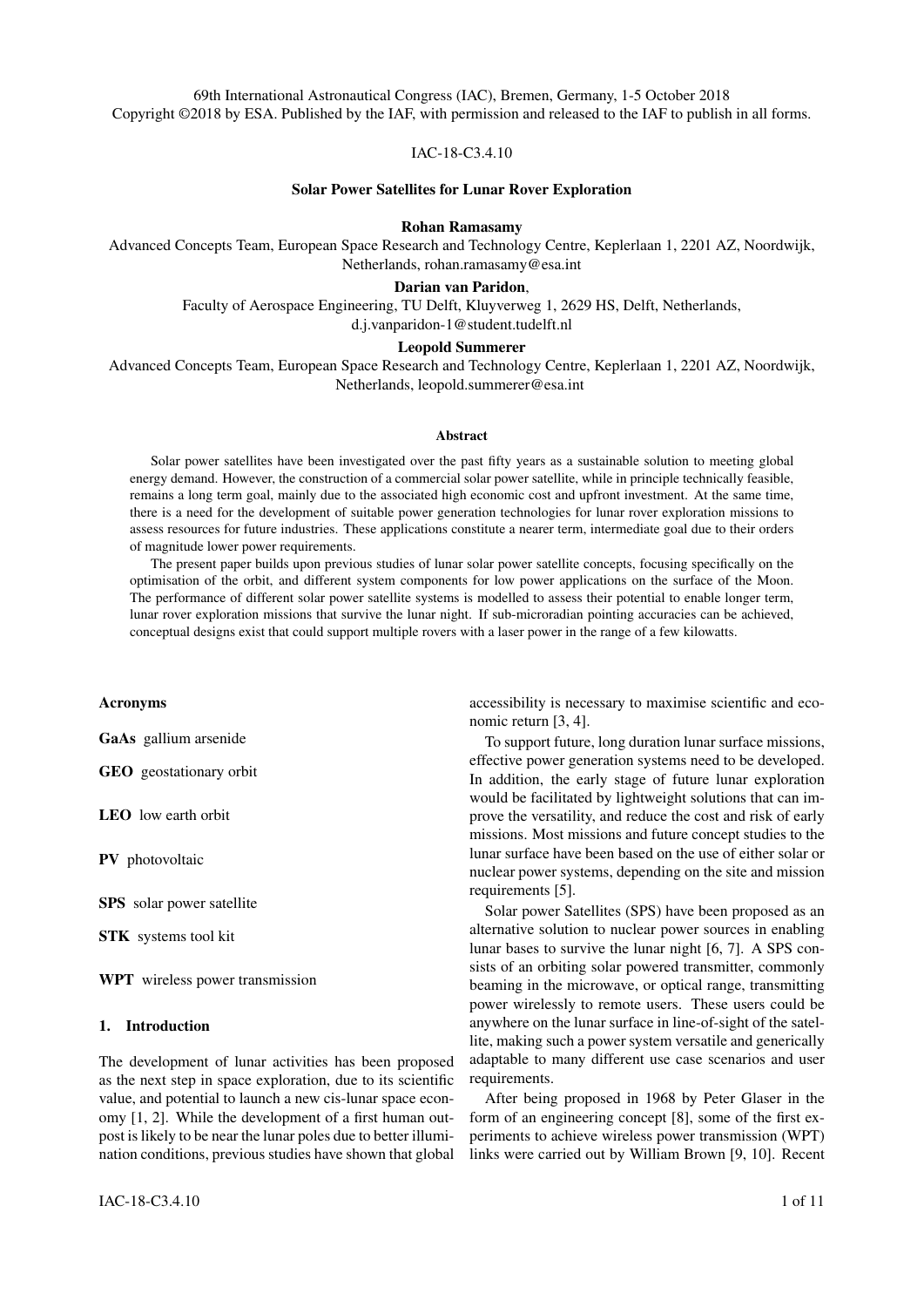69th International Astronautical Congress (IAC), Bremen, Germany, 1-5 October 2018
Copyright ©2018 by ESA. Published by the IAF, with permission and released to the IAF to publish in all forms.

IAC-18-C3.4.10

# Solar Power Satellites for Lunar Rover Exploration

**Rohan Ramasamy**

Advanced Concepts Team, European Space Research and Technology Centre, Keplerlaan 1, 2201 AZ, Noordwijk, Netherlands, rohan.ramasamy@esa.int

**Darian van Paridon**,

Faculty of Aerospace Engineering, TU Delft, Kluyverweg 1, 2629 HS, Delft, Netherlands, d.j.vanparidon-1@student.tudelft.nl

**Leopold Summerer**

Advanced Concepts Team, European Space Research and Technology Centre, Keplerlaan 1, 2201 AZ, Noordwijk, Netherlands, leopold.summerer@esa.int

### Abstract

Solar power satellites have been investigated over the past fifty years as a sustainable solution to meeting global energy demand. However, the construction of a commercial solar power satellite, while in principle technically feasible, remains a long term goal, mainly due to the associated high economic cost and upfront investment. At the same time, there is a need for the development of suitable power generation technologies for lunar rover exploration missions to assess resources for future industries. These applications constitute a nearer term, intermediate goal due to their orders of magnitude lower power requirements.

The present paper builds upon previous studies of lunar solar power satellite concepts, focusing specifically on the optimisation of the orbit, and different system components for low power applications on the surface of the Moon. The performance of different solar power satellite systems is modelled to assess their potential to enable longer term, lunar rover exploration missions that survive the lunar night. If sub-microradian pointing accuracies can be achieved, conceptual designs exist that could support multiple rovers with a laser power in the range of a few kilowatts.

### Acronyms

**GaAs** gallium arsenide

**GEO** geostationary orbit

**LEO** low earth orbit

**PV** photovoltaic

**SPS** solar power satellite

**STK** systems tool kit

**WPT** wireless power transmission

## 1. Introduction

The development of lunar activities has been proposed as the next step in space exploration, due to its scientific value, and potential to launch a new cis-lunar space economy [1, 2]. While the development of a first human outpost is likely to be near the lunar poles due to better illumination conditions, previous studies have shown that global accessibility is necessary to maximise scientific and economic return [3, 4].

To support future, long duration lunar surface missions, effective power generation systems need to be developed. In addition, the early stage of future lunar exploration would be facilitated by lightweight solutions that can improve the versatility, and reduce the cost and risk of early missions. Most missions and future concept studies to the lunar surface have been based on the use of either solar or nuclear power systems, depending on the site and mission requirements [5].

Solar Power Satellites (SPS) have been proposed as an alternative solution to nuclear power sources in enabling lunar bases to survive the lunar night [6, 7]. A SPS consists of an orbiting solar powered transmitter, commonly beaming in the microwave, or optical range, transmitting power wirelessly to remote users. These users could be anywhere on the lunar surface in line-of-sight of the satellite, making such a power system versatile and generically adaptable to many different use case scenarios and user requirements.

After being proposed in 1968 by Peter Glaser in the form of an engineering concept [8], some of the first experiments to achieve wireless power transmission (WPT) links were carried out by William Brown [9, 10]. Recent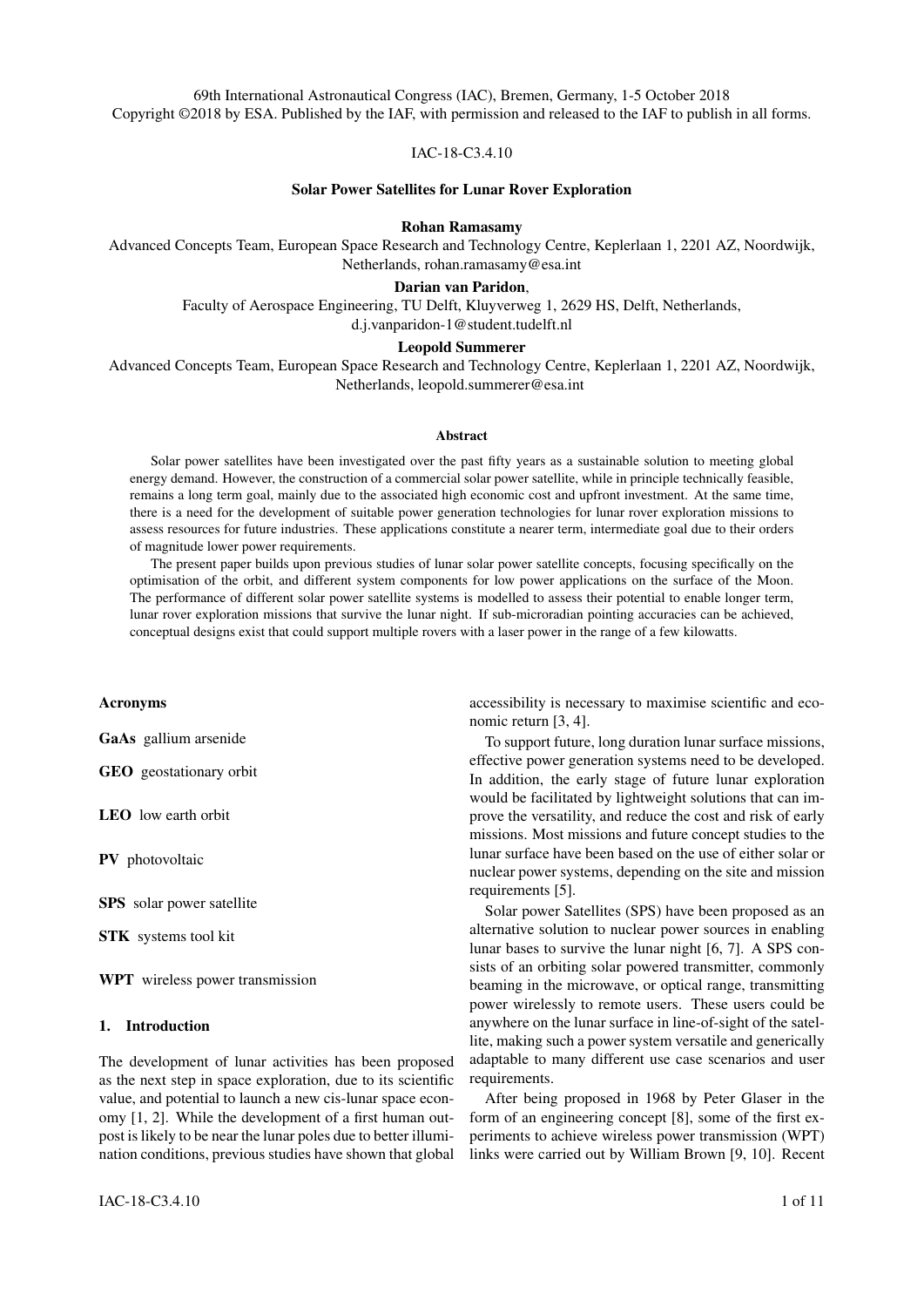69th International Astronautical Congress (IAC), Bremen, Germany, 1-5 October 2018
Copyright ©2018 by ESA. Published by the IAF, with permission and released to the IAF to publish in all forms.

IAC-18-C3.4.10

## Solar Power Satellites for Lunar Rover Exploration

**Rohan Ramasamy**

Advanced Concepts Team, European Space Research and Technology Centre, Keplerlaan 1, 2201 AZ, Noordwijk, Netherlands, rohan.ramasamy@esa.int

**Darian van Paridon**,

Faculty of Aerospace Engineering, TU Delft, Kluyverweg 1, 2629 HS, Delft, Netherlands, d.j.vanparidon-1@student.tudelft.nl

**Leopold Summerer**

Advanced Concepts Team, European Space Research and Technology Centre, Keplerlaan 1, 2201 AZ, Noordwijk, Netherlands, leopold.summerer@esa.int

### Abstract

Solar power satellites have been investigated over the past fifty years as a sustainable solution to meeting global energy demand. However, the construction of a commercial solar power satellite, while in principle technically feasible, remains a long term goal, mainly due to the associated high economic cost and upfront investment. At the same time, there is a need for the development of suitable power generation technologies for lunar rover exploration missions to assess resources for future industries. These applications constitute a nearer term, intermediate goal due to their orders of magnitude lower power requirements.

The present paper builds upon previous studies of lunar solar power satellite concepts, focusing specifically on the optimisation of the orbit, and different system components for low power applications on the surface of the Moon. The performance of different solar power satellite systems is modelled to assess their potential to enable longer term, lunar rover exploration missions that survive the lunar night. If sub-microradian pointing accuracies can be achieved, conceptual designs exist that could support multiple rovers with a laser power in the range of a few kilowatts.

### Acronyms

**GaAs** gallium arsenide

**GEO** geostationary orbit

**LEO** low earth orbit

**PV** photovoltaic

**SPS** solar power satellite

**STK** systems tool kit

**WPT** wireless power transmission

## 1. Introduction

The development of lunar activities has been proposed as the next step in space exploration, due to its scientific value, and potential to launch a new cis-lunar space economy [1, 2]. While the development of a first human outpost is likely to be near the lunar poles due to better illumination conditions, previous studies have shown that global accessibility is necessary to maximise scientific and economic return [3, 4].

To support future, long duration lunar surface missions, effective power generation systems need to be developed. In addition, the early stage of future lunar exploration would be facilitated by lightweight solutions that can improve the versatility, and reduce the cost and risk of early missions. Most missions and future concept studies to the lunar surface have been based on the use of either solar or nuclear power systems, depending on the site and mission requirements [5].

Solar Power Satellites (SPS) have been proposed as an alternative solution to nuclear power sources in enabling lunar bases to survive the lunar night [6, 7]. A SPS consists of an orbiting solar powered transmitter, commonly beaming in the microwave, or optical range, transmitting power wirelessly to remote users. These users could be anywhere on the lunar surface in line-of-sight of the satellite, making such a power system versatile and generically adaptable to many different use case scenarios and user requirements.

After being proposed in 1968 by Peter Glaser in the form of an engineering concept [8], some of the first experiments to achieve wireless power transmission (WPT) links were carried out by William Brown [9, 10]. Recent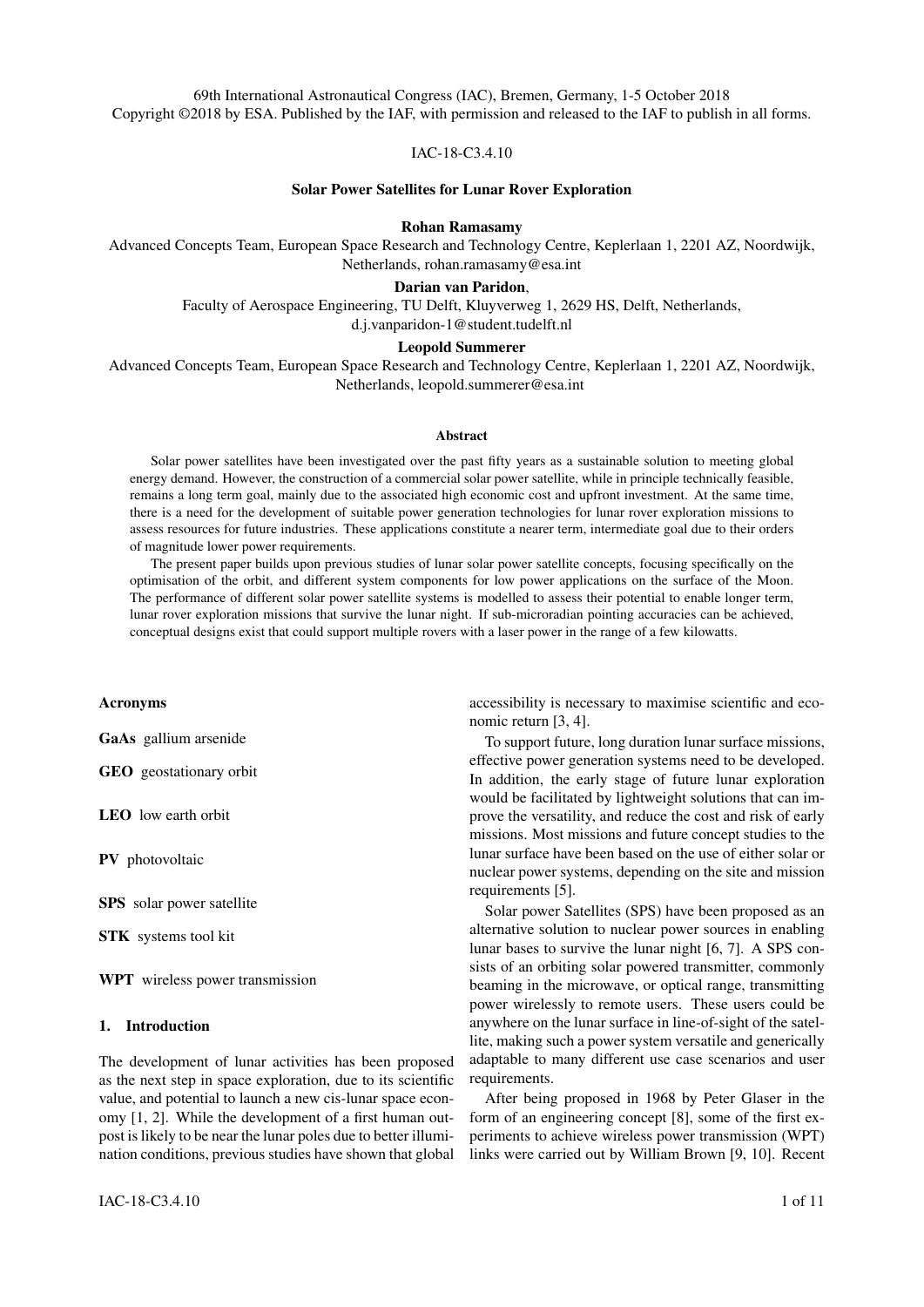69th International Astronautical Congress (IAC), Bremen, Germany, 1-5 October 2018
Copyright ©2018 by ESA. Published by the IAF, with permission and released to the IAF to publish in all forms.

IAC-18-C3.4.10

# Solar Power Satellites for Lunar Rover Exploration

**Rohan Ramasamy**

Advanced Concepts Team, European Space Research and Technology Centre, Keplerlaan 1, 2201 AZ, Noordwijk, Netherlands, rohan.ramasamy@esa.int

**Darian van Paridon**,

Faculty of Aerospace Engineering, TU Delft, Kluyverweg 1, 2629 HS, Delft, Netherlands, d.j.vanparidon-1@student.tudelft.nl

**Leopold Summerer**

Advanced Concepts Team, European Space Research and Technology Centre, Keplerlaan 1, 2201 AZ, Noordwijk, Netherlands, leopold.summerer@esa.int

## Abstract

Solar power satellites have been investigated over the past fifty years as a sustainable solution to meeting global energy demand. However, the construction of a commercial solar power satellite, while in principle technically feasible, remains a long term goal, mainly due to the associated high economic cost and upfront investment. At the same time, there is a need for the development of suitable power generation technologies for lunar rover exploration missions to assess resources for future industries. These applications constitute a nearer term, intermediate goal due to their orders of magnitude lower power requirements.

The present paper builds upon previous studies of lunar solar power satellite concepts, focusing specifically on the optimisation of the orbit, and different system components for low power applications on the surface of the Moon. The performance of different solar power satellite systems is modelled to assess their potential to enable longer term, lunar rover exploration missions that survive the lunar night. If sub-microradian pointing accuracies can be achieved, conceptual designs exist that could support multiple rovers with a laser power in the range of a few kilowatts.

### Acronyms

**GaAs** gallium arsenide

**GEO** geostationary orbit

**LEO** low earth orbit

**PV** photovoltaic

**SPS** solar power satellite

**STK** systems tool kit

**WPT** wireless power transmission

## 1. Introduction

The development of lunar activities has been proposed as the next step in space exploration, due to its scientific value, and potential to launch a new cis-lunar space economy [1, 2]. While the development of a first human outpost is likely to be near the lunar poles due to better illumination conditions, previous studies have shown that global accessibility is necessary to maximise scientific and economic return [3, 4].

To support future, long duration lunar surface missions, effective power generation systems need to be developed. In addition, the early stage of future lunar exploration would be facilitated by lightweight solutions that can improve the versatility, and reduce the cost and risk of early missions. Most missions and future concept studies to the lunar surface have been based on the use of either solar or nuclear power systems, depending on the site and mission requirements [5].

Solar Power Satellites (SPS) have been proposed as an alternative solution to nuclear power sources in enabling lunar bases to survive the lunar night [6, 7]. A SPS consists of an orbiting solar powered transmitter, commonly beaming in the microwave, or optical range, transmitting power wirelessly to remote users. These users could be anywhere on the lunar surface in line-of-sight of the satellite, making such a power system versatile and generically adaptable to many different use case scenarios and user requirements.

After being proposed in 1968 by Peter Glaser in the form of an engineering concept [8], some of the first experiments to achieve wireless power transmission (WPT) links were carried out by William Brown [9, 10]. Recent